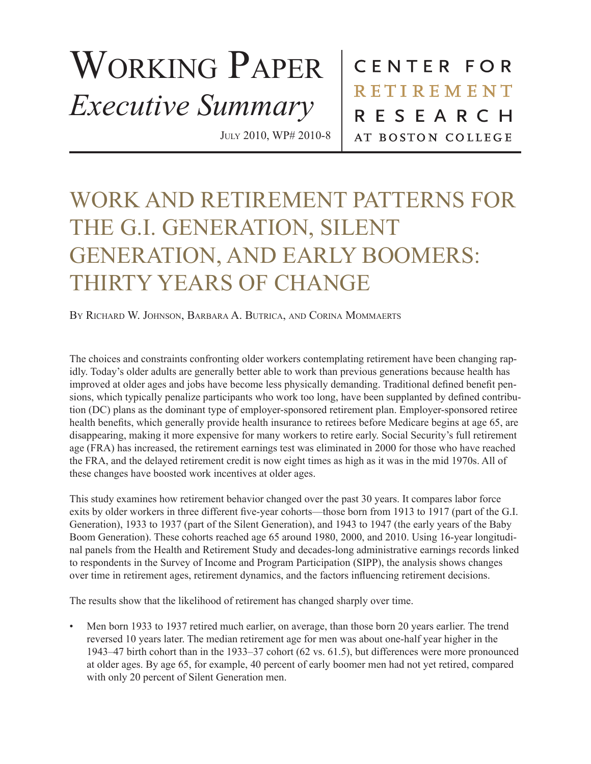# Working Paper
## *Executive Summary*

July 2010, WP# 2010-8

CENTER FOR RETIREMENT RESEARCH AT BOSTON COLLEGE

# WORK AND RETIREMENT PATTERNS FOR THE G.I. GENERATION, SILENT GENERATION, AND EARLY BOOMERS: THIRTY YEARS OF CHANGE

By Richard W. Johnson, Barbara A. Butrica, and Corina Mommaerts

The choices and constraints confronting older workers contemplating retirement have been changing rapidly. Today's older adults are generally better able to work than previous generations because health has improved at older ages and jobs have become less physically demanding. Traditional defined benefit pensions, which typically penalize participants who work too long, have been supplanted by defined contribution (DC) plans as the dominant type of employer-sponsored retirement plan. Employer-sponsored retiree health benefits, which generally provide health insurance to retirees before Medicare begins at age 65, are disappearing, making it more expensive for many workers to retire early. Social Security's full retirement age (FRA) has increased, the retirement earnings test was eliminated in 2000 for those who have reached the FRA, and the delayed retirement credit is now eight times as high as it was in the mid 1970s. All of these changes have boosted work incentives at older ages.

This study examines how retirement behavior changed over the past 30 years. It compares labor force exits by older workers in three different five-year cohorts—those born from 1913 to 1917 (part of the G.I. Generation), 1933 to 1937 (part of the Silent Generation), and 1943 to 1947 (the early years of the Baby Boom Generation). These cohorts reached age 65 around 1980, 2000, and 2010. Using 16-year longitudinal panels from the Health and Retirement Study and decades-long administrative earnings records linked to respondents in the Survey of Income and Program Participation (SIPP), the analysis shows changes over time in retirement ages, retirement dynamics, and the factors influencing retirement decisions.

The results show that the likelihood of retirement has changed sharply over time.

- Men born 1933 to 1937 retired much earlier, on average, than those born 20 years earlier. The trend reversed 10 years later. The median retirement age for men was about one-half year higher in the 1943–47 birth cohort than in the 1933–37 cohort (62 vs. 61.5), but differences were more pronounced at older ages. By age 65, for example, 40 percent of early boomer men had not yet retired, compared with only 20 percent of Silent Generation men.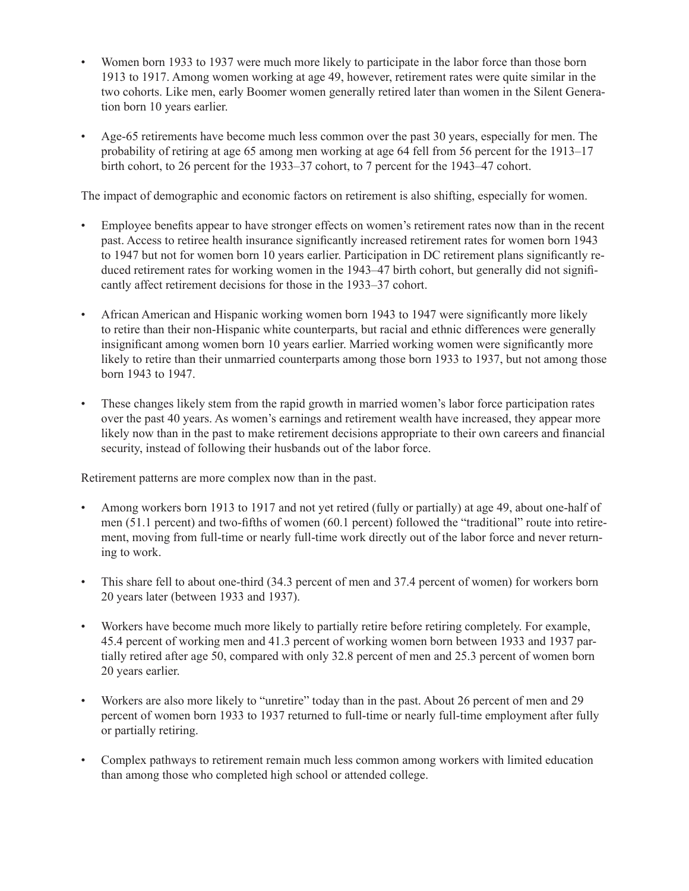- Women born 1933 to 1937 were much more likely to participate in the labor force than those born 1913 to 1917. Among women working at age 49, however, retirement rates were quite similar in the two cohorts. Like men, early Boomer women generally retired later than women in the Silent Generation born 10 years earlier.

- Age-65 retirements have become much less common over the past 30 years, especially for men. The probability of retiring at age 65 among men working at age 64 fell from 56 percent for the 1913–17 birth cohort, to 26 percent for the 1933–37 cohort, to 7 percent for the 1943–47 cohort.

The impact of demographic and economic factors on retirement is also shifting, especially for women.

- Employee benefits appear to have stronger effects on women's retirement rates now than in the recent past. Access to retiree health insurance significantly increased retirement rates for women born 1943 to 1947 but not for women born 10 years earlier. Participation in DC retirement plans significantly reduced retirement rates for working women in the 1943–47 birth cohort, but generally did not significantly affect retirement decisions for those in the 1933–37 cohort.

- African American and Hispanic working women born 1943 to 1947 were significantly more likely to retire than their non-Hispanic white counterparts, but racial and ethnic differences were generally insignificant among women born 10 years earlier. Married working women were significantly more likely to retire than their unmarried counterparts among those born 1933 to 1937, but not among those born 1943 to 1947.

- These changes likely stem from the rapid growth in married women's labor force participation rates over the past 40 years. As women's earnings and retirement wealth have increased, they appear more likely now than in the past to make retirement decisions appropriate to their own careers and financial security, instead of following their husbands out of the labor force.

Retirement patterns are more complex now than in the past.

- Among workers born 1913 to 1917 and not yet retired (fully or partially) at age 49, about one-half of men (51.1 percent) and two-fifths of women (60.1 percent) followed the "traditional" route into retirement, moving from full-time or nearly full-time work directly out of the labor force and never returning to work.

- This share fell to about one-third (34.3 percent of men and 37.4 percent of women) for workers born 20 years later (between 1933 and 1937).

- Workers have become much more likely to partially retire before retiring completely. For example, 45.4 percent of working men and 41.3 percent of working women born between 1933 and 1937 partially retired after age 50, compared with only 32.8 percent of men and 25.3 percent of women born 20 years earlier.

- Workers are also more likely to "unretire" today than in the past. About 26 percent of men and 29 percent of women born 1933 to 1937 returned to full-time or nearly full-time employment after fully or partially retiring.

- Complex pathways to retirement remain much less common among workers with limited education than among those who completed high school or attended college.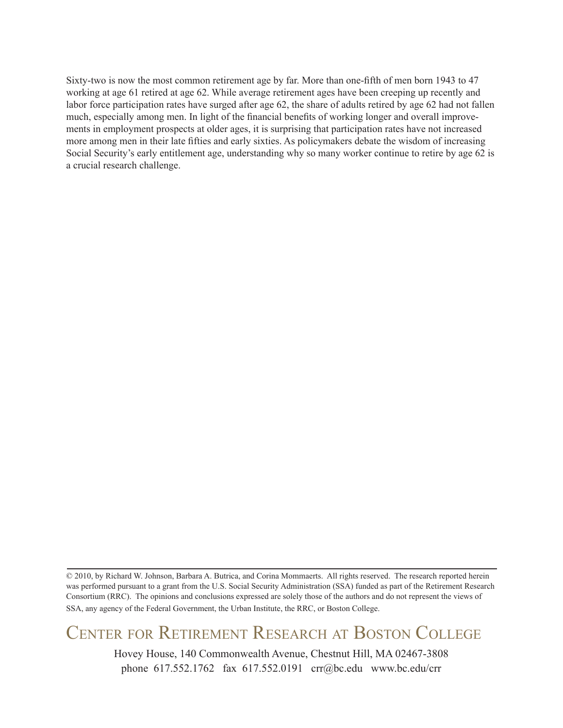Sixty-two is now the most common retirement age by far. More than one-fifth of men born 1943 to 47 working at age 61 retired at age 62. While average retirement ages have been creeping up recently and labor force participation rates have surged after age 62, the share of adults retired by age 62 had not fallen much, especially among men. In light of the financial benefits of working longer and overall improvements in employment prospects at older ages, it is surprising that participation rates have not increased more among men in their late fifties and early sixties. As policymakers debate the wisdom of increasing Social Security's early entitlement age, understanding why so many worker continue to retire by age 62 is a crucial research challenge.

---

© 2010, by Richard W. Johnson, Barbara A. Butrica, and Corina Mommaerts. All rights reserved. The research reported herein was performed pursuant to a grant from the U.S. Social Security Administration (SSA) funded as part of the Retirement Research Consortium (RRC). The opinions and conclusions expressed are solely those of the authors and do not represent the views of SSA, any agency of the Federal Government, the Urban Institute, the RRC, or Boston College.

## Center for Retirement Research at Boston College

Hovey House, 140 Commonwealth Avenue, Chestnut Hill, MA 02467-3808
phone 617.552.1762 fax 617.552.0191 crr@bc.edu www.bc.edu/crr